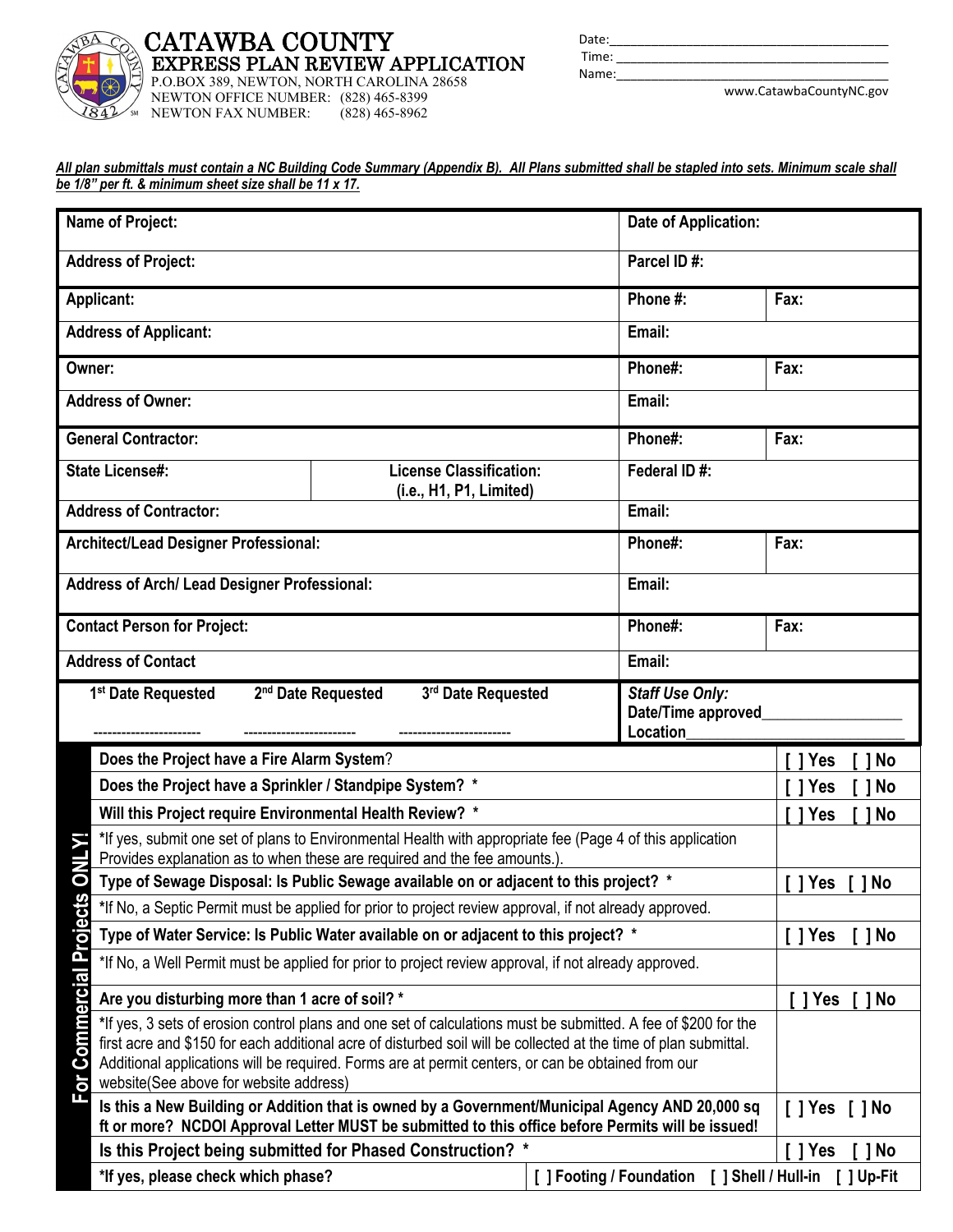# CATAWBA COUNTY

## EXPRESS PLAN REVIEW APPLICATION

P.O.BOX 389, NEWTON, NORTH CAROLINA 28658
NEWTON OFFICE NUMBER: (828) 465-8399
NEWTON FAX NUMBER: (828) 465-8962

Date:\_\_\_\_\_\_\_\_\_\_\_\_\_\_\_\_\_\_\_\_\_\_\_\_\_\_\_\_\_\_\_\_\_\_
Time: \_\_\_\_\_\_\_\_\_\_\_\_\_\_\_\_\_\_\_\_\_\_\_\_\_\_\_\_\_\_\_\_\_\_
Name:\_\_\_\_\_\_\_\_\_\_\_\_\_\_\_\_\_\_\_\_\_\_\_\_\_\_\_\_\_\_\_\_\_\_

www.CatawbaCountyNC.gov

***All plan submittals must contain a NC Building Code Summary (Appendix B). All Plans submitted shall be stapled into sets. Minimum scale shall be 1/8" per ft. & minimum sheet size shall be 11 x 17.***

| | | | |
|---|---|---|---|
| **Name of Project:** | | **Date of Application:** | |
| **Address of Project:** | | **Parcel ID #:** | |
| **Applicant:** | | **Phone #:** | **Fax:** |
| **Address of Applicant:** | | **Email:** | |
| **Owner:** | | **Phone#:** | **Fax:** |
| **Address of Owner:** | | **Email:** | |
| **General Contractor:** | | **Phone#:** | **Fax:** |
| **State License#:** | **License Classification: (i.e., H1, P1, Limited)** | **Federal ID #:** | |
| **Address of Contractor:** | | **Email:** | |
| **Architect/Lead Designer Professional:** | | **Phone#:** | **Fax:** |
| **Address of Arch/ Lead Designer Professional:** | | **Email:** | |
| **Contact Person for Project:** | | **Phone#:** | **Fax:** |
| **Address of Contact** | | **Email:** | |
| **1st Date Requested** ----------------------- **2nd Date Requested** ------------------------ **3rd Date Requested** ------------------------ | | ***Staff Use Only:*** **Date/Time approved**\_\_\_\_\_\_\_\_\_\_\_\_\_\_\_\_ **Location**\_\_\_\_\_\_\_\_\_\_\_\_\_\_\_\_\_\_\_\_\_\_\_\_ | |

**For Commercial Projects ONLY!**

| | | |
|---|---|---|
| **Does the Project have a Fire Alarm System?** | | [ ] Yes [ ] No |
| **Does the Project have a Sprinkler / Standpipe System? \*** | | [ ] Yes [ ] No |
| **Will this Project require Environmental Health Review? \*** | | [ ] Yes [ ] No |
| \*If yes, submit one set of plans to Environmental Health with appropriate fee (Page 4 of this application Provides explanation as to when these are required and the fee amounts.). | | |
| **Type of Sewage Disposal: Is Public Sewage available on or adjacent to this project? \*** | | [ ] Yes [ ] No |
| \*If No, a Septic Permit must be applied for prior to project review approval, if not already approved. | | |
| **Type of Water Service: Is Public Water available on or adjacent to this project? \*** | | [ ] Yes [ ] No |
| \*If No, a Well Permit must be applied for prior to project review approval, if not already approved. | | |
| **Are you disturbing more than 1 acre of soil? \*** | | [ ] Yes [ ] No |
| \*If yes, 3 sets of erosion control plans and one set of calculations must be submitted. A fee of $200 for the first acre and $150 for each additional acre of disturbed soil will be collected at the time of plan submittal. Additional applications will be required. Forms are at permit centers, or can be obtained from our website(See above for website address) | | |
| **Is this a New Building or Addition that is owned by a Government/Municipal Agency AND 20,000 sq ft or more? NCDOI Approval Letter MUST be submitted to this office before Permits will be issued!** | | [ ] Yes [ ] No |
| **Is this Project being submitted for Phased Construction? \*** | | [ ] Yes [ ] No |
| **\*If yes, please check which phase?** | **[ ] Footing / Foundation [ ] Shell / Hull-in** | **[ ] Up-Fit** |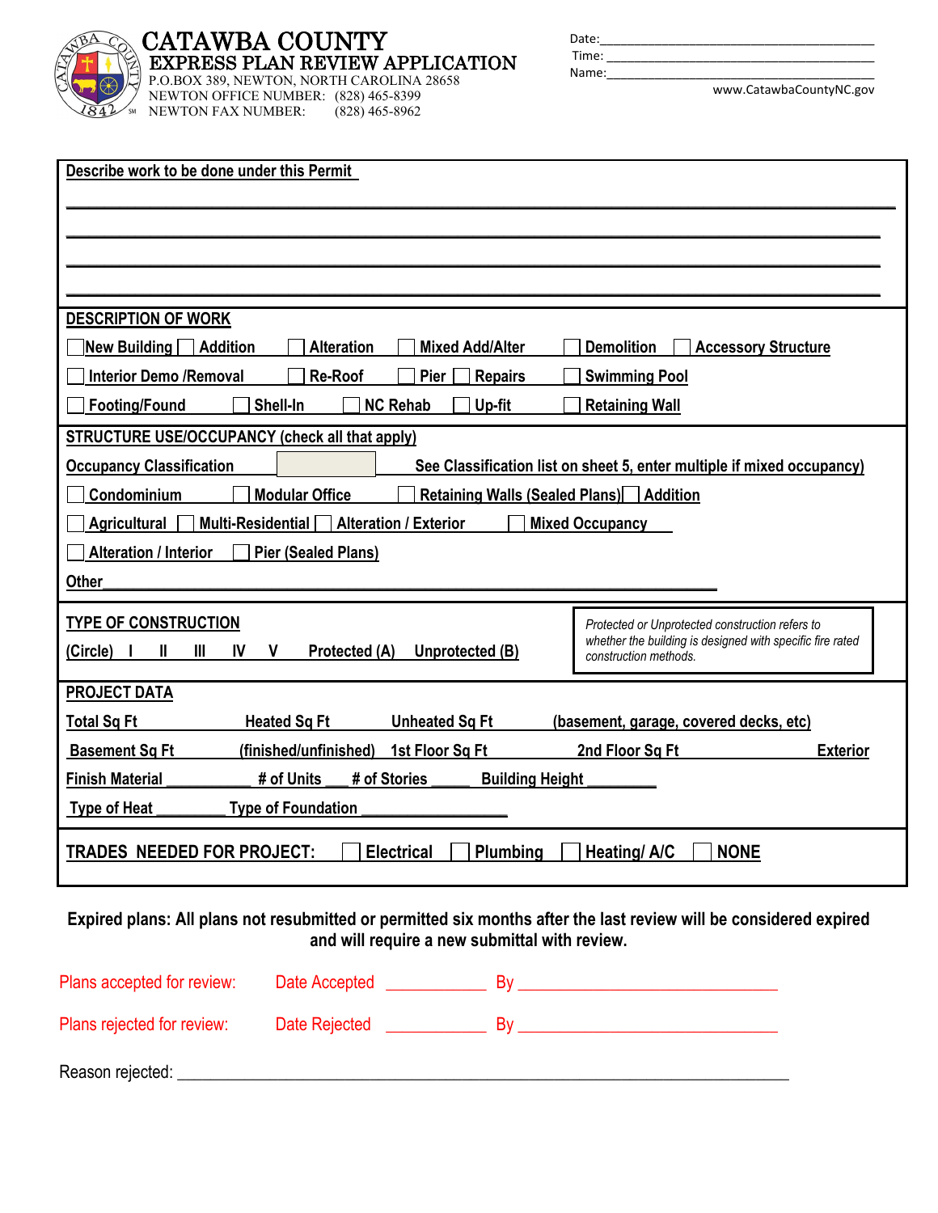# CATAWBA COUNTY

## EXPRESS PLAN REVIEW APPLICATION

P.O.BOX 389, NEWTON, NORTH CAROLINA 28658
NEWTON OFFICE NUMBER: (828) 465-8399
NEWTON FAX NUMBER: (828) 465-8962

Date: ______________________________
Time: ______________________________
Name: ______________________________

www.CatawbaCountyNC.gov

**Describe work to be done under this Permit**

______________________________________________________________________

______________________________________________________________________

______________________________________________________________________

______________________________________________________________________

**DESCRIPTION OF WORK**

☐ New Building ☐ Addition ☐ Alteration ☐ Mixed Add/Alter ☐ Demolition ☐ Accessory Structure

☐ Interior Demo /Removal ☐ Re-Roof ☐ Pier ☐ Repairs ☐ Swimming Pool

☐ Footing/Found ☐ Shell-In ☐ NC Rehab ☐ Up-fit ☐ Retaining Wall

**STRUCTURE USE/OCCUPANCY (check all that apply)**

**Occupancy Classification** ________ **See Classification list on sheet 5, enter multiple if mixed occupancy)**

☐ Condominium ☐ Modular Office ☐ Retaining Walls (Sealed Plans) ☐ Addition

☐ Agricultural ☐ Multi-Residential ☐ Alteration / Exterior ☐ Mixed Occupancy

☐ Alteration / Interior ☐ Pier (Sealed Plans)

**Other** ______________________________________________________________

**TYPE OF CONSTRUCTION**

**(Circle) I II III IV V Protected (A) Unprotected (B)**

*Protected or Unprotected construction refers to whether the building is designed with specific fire rated construction methods.*

**PROJECT DATA**

**Total Sq Ft** ________ **Heated Sq Ft** ________ **Unheated Sq Ft** ________ **(basement, garage, covered decks, etc)**

**Basement Sq Ft** ________ **(finished/unfinished) 1st Floor Sq Ft** ________ **2nd Floor Sq Ft** ________ **Exterior**

**Finish Material** __________ **# of Units** ___ **# of Stories** _____ **Building Height** _________

**Type of Heat** _________ **Type of Foundation** __________________

**TRADES NEEDED FOR PROJECT:** ☐ **Electrical** ☐ **Plumbing** ☐ **Heating/ A/C** ☐ **NONE**

**Expired plans: All plans not resubmitted or permitted six months after the last review will be considered expired and will require a new submittal with review.**

Plans accepted for review: Date Accepted ___________ By ______________________________

Plans rejected for review: Date Rejected ___________ By ______________________________

Reason rejected: ______________________________________________________________________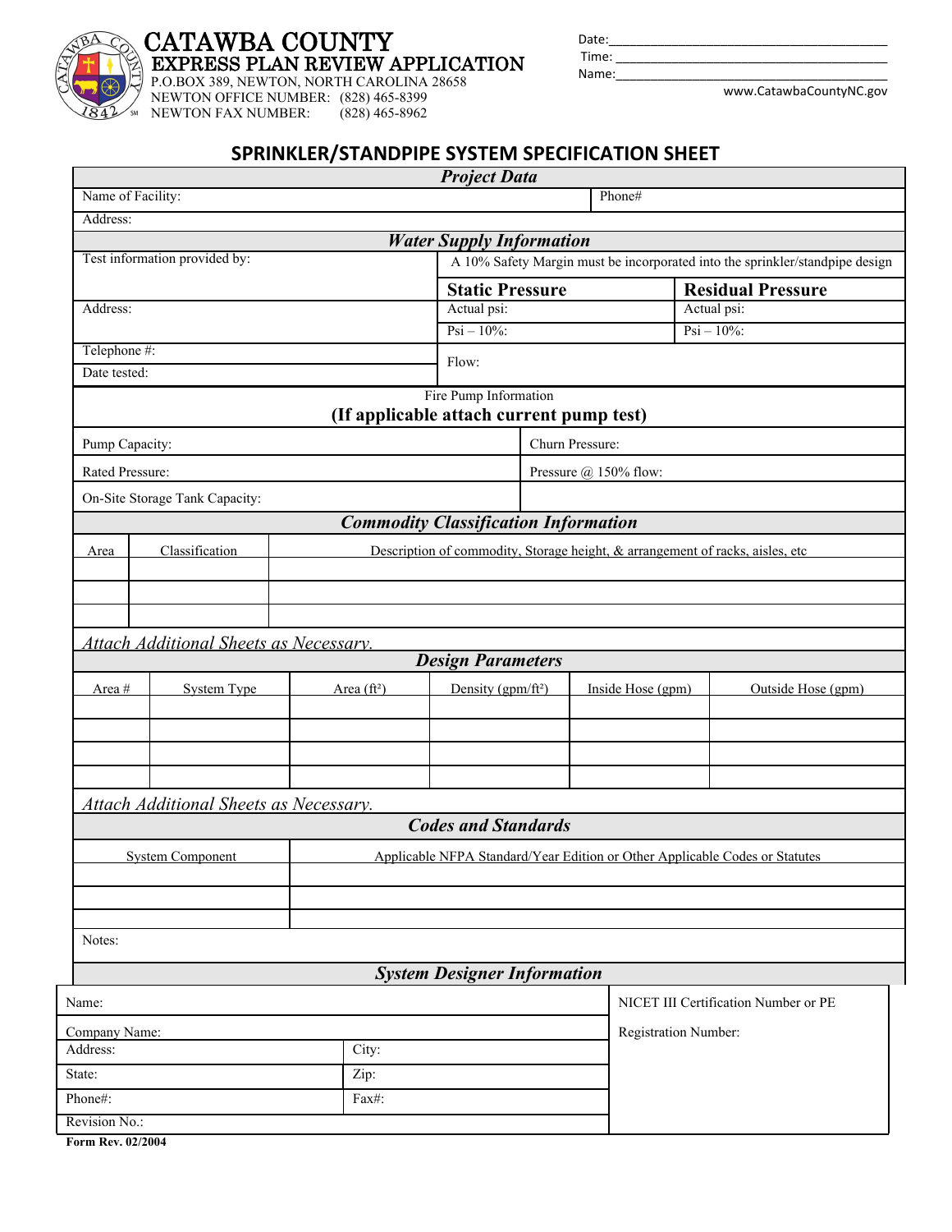# CATAWBA COUNTY
## EXPRESS PLAN REVIEW APPLICATION

P.O.BOX 389, NEWTON, NORTH CAROLINA 28658
NEWTON OFFICE NUMBER: (828) 465-8399
NEWTON FAX NUMBER: (828) 465-8962

Date:\_\_\_\_\_\_\_\_\_\_\_\_\_\_\_\_\_\_\_\_\_\_\_\_\_\_\_\_\_\_\_\_\_\_\_\_\_\_\_\_
Time: \_\_\_\_\_\_\_\_\_\_\_\_\_\_\_\_\_\_\_\_\_\_\_\_\_\_\_\_\_\_\_\_\_\_\_\_\_\_\_
Name:\_\_\_\_\_\_\_\_\_\_\_\_\_\_\_\_\_\_\_\_\_\_\_\_\_\_\_\_\_\_\_\_\_\_\_\_\_\_\_\_

www.CatawbaCountyNC.gov

## SPRINKLER/STANDPIPE SYSTEM SPECIFICATION SHEET

### *Project Data*

| Name of Facility: | Phone# |
|---|---|
| Address: | |

### *Water Supply Information*

| Test information provided by: | A 10% Safety Margin must be incorporated into the sprinkler/standpipe design | |
|---|---|---|
| | **Static Pressure** | **Residual Pressure** |
| Address: | Actual psi: | Actual psi: |
| | Psi – 10%: | Psi – 10%: |
| Telephone #: | Flow: | |
| Date tested: | | |

### Fire Pump Information
**(If applicable attach current pump test)**

| Pump Capacity: | Churn Pressure: |
|---|---|
| Rated Pressure: | Pressure @ 150% flow: |
| On-Site Storage Tank Capacity: | |

### *Commodity Classification Information*

| Area | Classification | Description of commodity, Storage height, & arrangement of racks, aisles, etc |
|---|---|---|
| | | |
| | | |
| | | |

*Attach Additional Sheets as Necessary.*

### *Design Parameters*

| Area # | System Type | Area (ft²) | Density (gpm/ft²) | Inside Hose (gpm) | Outside Hose (gpm) |
|---|---|---|---|---|---|
| | | | | | |
| | | | | | |
| | | | | | |
| | | | | | |

*Attach Additional Sheets as Necessary.*

### *Codes and Standards*

| System Component | Applicable NFPA Standard/Year Edition or Other Applicable Codes or Statutes |
|---|---|
| | |
| | |
| | |

Notes:

### *System Designer Information*

| Name: | | NICET III Certification Number or PE |
|---|---|---|
| Company Name: | | Registration Number: |
| Address: | City: | |
| State: | Zip: | |
| Phone#: | Fax#: | |
| Revision No.: | | |

**Form Rev. 02/2004**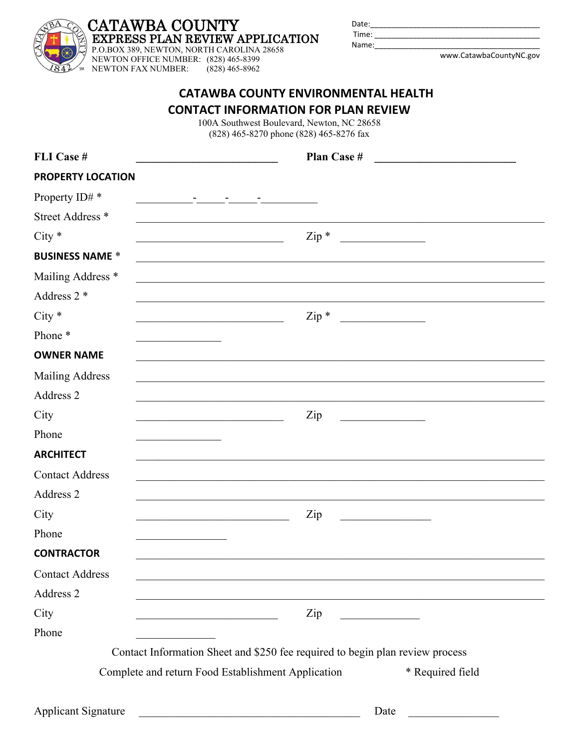# CATAWBA COUNTY

## EXPRESS PLAN REVIEW APPLICATION

P.O.BOX 389, NEWTON, NORTH CAROLINA 28658
NEWTON OFFICE NUMBER: (828) 465-8399
NEWTON FAX NUMBER: (828) 465-8962

Date:_______________________________
Time: _______________________________
Name:_______________________________

www.CatawbaCountyNC.gov

## CATAWBA COUNTY ENVIRONMENTAL HEALTH CONTACT INFORMATION FOR PLAN REVIEW

100A Southwest Boulevard, Newton, NC 28658
(828) 465-8270 phone (828) 465-8276 fax

**FLI Case #** _______________________ **Plan Case #** _______________________

**PROPERTY LOCATION**

Property ID# * __________-_____-_____-__________

Street Address * ______________________________________________

City * ______________________ Zip * ______________

**BUSINESS NAME** * ______________________________________________

Mailing Address * ______________________________________________

Address 2 * ______________________________________________

City * ______________________ Zip * ______________

Phone * ______________

**OWNER NAME** ______________________________________________

Mailing Address ______________________________________________

Address 2 ______________________________________________

City ______________________ Zip ______________

Phone ______________

**ARCHITECT** ______________________________________________

Contact Address ______________________________________________

Address 2 ______________________________________________

City ______________________ Zip ______________

Phone ______________

**CONTRACTOR** ______________________________________________

Contact Address ______________________________________________

Address 2 ______________________________________________

City ______________________ Zip ______________

Phone ______________

Contact Information Sheet and $250 fee required to begin plan review process

Complete and return Food Establishment Application * Required field

Applicant Signature ______________________________ Date ______________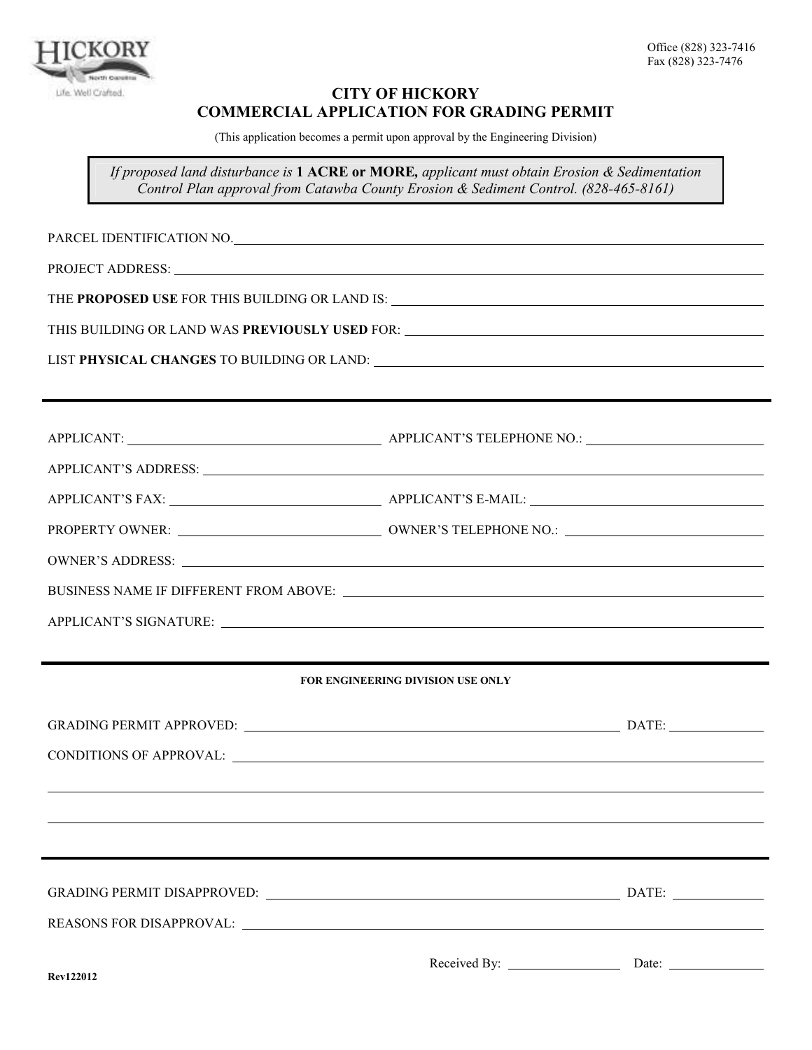HICKORY
North Carolina
Life. Well Crafted.

Office (828) 323-7416
Fax (828) 323-7476

# CITY OF HICKORY
## COMMERCIAL APPLICATION FOR GRADING PERMIT

(This application becomes a permit upon approval by the Engineering Division)

*If proposed land disturbance is* **1 ACRE or MORE,** *applicant must obtain Erosion & Sedimentation Control Plan approval from Catawba County Erosion & Sediment Control. (828-465-8161)*

PARCEL IDENTIFICATION NO. ____________________

PROJECT ADDRESS: ____________________

THE **PROPOSED USE** FOR THIS BUILDING OR LAND IS: ____________________

THIS BUILDING OR LAND WAS **PREVIOUSLY USED** FOR: ____________________

LIST **PHYSICAL CHANGES** TO BUILDING OR LAND: ____________________

---

APPLICANT: ____________________ APPLICANT'S TELEPHONE NO.: ____________________

APPLICANT'S ADDRESS: ____________________

APPLICANT'S FAX: ____________________ APPLICANT'S E-MAIL: ____________________

PROPERTY OWNER: ____________________ OWNER'S TELEPHONE NO.: ____________________

OWNER'S ADDRESS: ____________________

BUSINESS NAME IF DIFFERENT FROM ABOVE: ____________________

APPLICANT'S SIGNATURE: ____________________

---

**FOR ENGINEERING DIVISION USE ONLY**

GRADING PERMIT APPROVED: ____________________ DATE: __________

CONDITIONS OF APPROVAL: ____________________

---

GRADING PERMIT DISAPPROVED: ____________________ DATE: __________

REASONS FOR DISAPPROVAL: ____________________

Received By: __________ Date: __________

Rev122012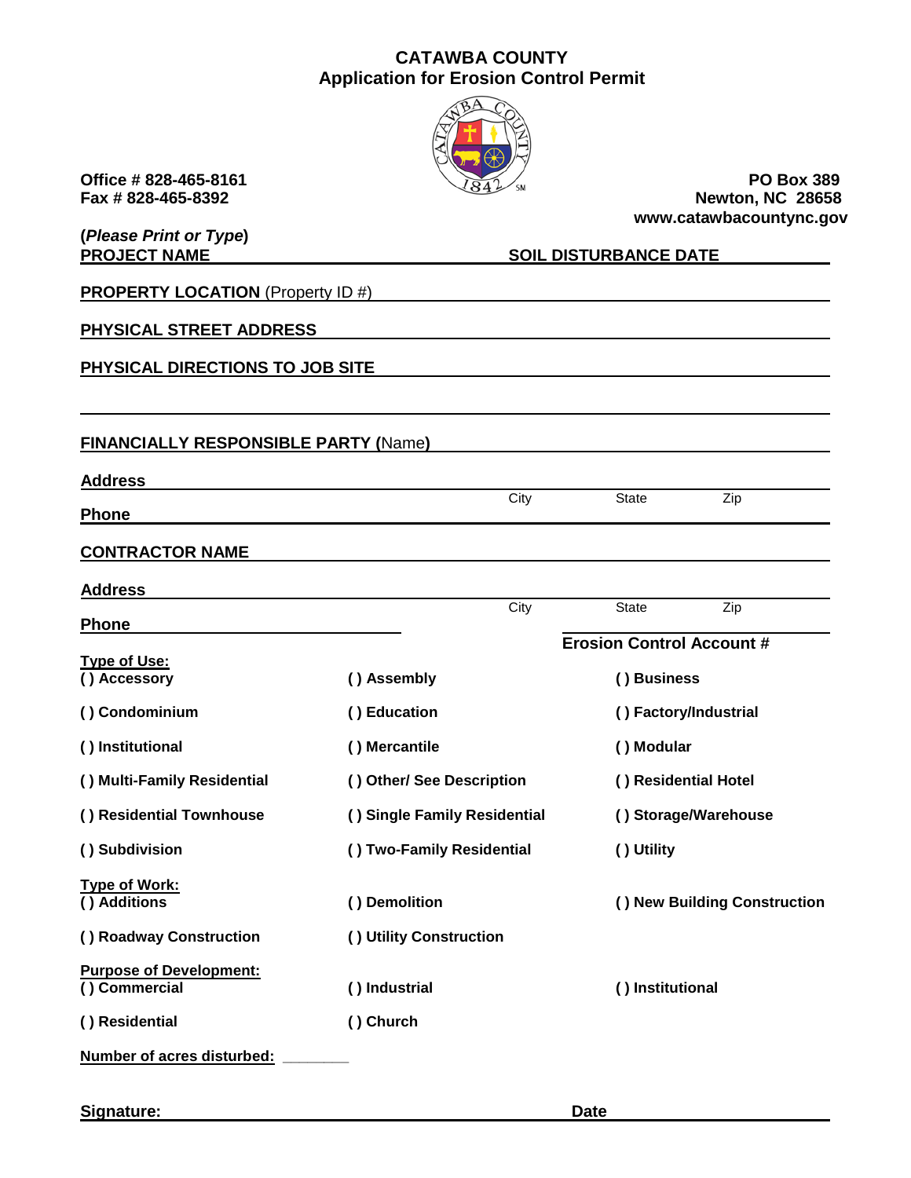# CATAWBA COUNTY
## Application for Erosion Control Permit

**Office # 828-465-8161**
**Fax # 828-465-8392**

**PO Box 389**
**Newton, NC 28658**
**www.catawbacountync.gov**

**(*Please Print or Type*)**

**PROJECT NAME** ______________________ **SOIL DISTURBANCE DATE** ______________________

**PROPERTY LOCATION** (Property ID #) ______________________

**PHYSICAL STREET ADDRESS** ______________________

**PHYSICAL DIRECTIONS TO JOB SITE** ______________________

______________________

**FINANCIALLY RESPONSIBLE PARTY (**Name**)** ______________________

**Address** ______________________
City State Zip

**Phone** ______________________

**CONTRACTOR NAME** ______________________

**Address** ______________________
City State Zip

**Phone** ______________________ **Erosion Control Account #** ______________________

**Type of Use:**

| | | |
|---|---|---|
| **( ) Accessory** | **( ) Assembly** | **( ) Business** |
| **( ) Condominium** | **( ) Education** | **( ) Factory/Industrial** |
| **( ) Institutional** | **( ) Mercantile** | **( ) Modular** |
| **( ) Multi-Family Residential** | **( ) Other/ See Description** | **( ) Residential Hotel** |
| **( ) Residential Townhouse** | **( ) Single Family Residential** | **( ) Storage/Warehouse** |
| **( ) Subdivision** | **( ) Two-Family Residential** | **( ) Utility** |

**Type of Work:**

| | | |
|---|---|---|
| **( ) Additions** | **( ) Demolition** | **( ) New Building Construction** |
| **( ) Roadway Construction** | **( ) Utility Construction** | |

**Purpose of Development:**

| | | |
|---|---|---|
| **( ) Commercial** | **( ) Industrial** | **( ) Institutional** |
| **( ) Residential** | **( ) Church** | |

**Number of acres disturbed:** ________

**Signature:** ______________________ **Date** ______________________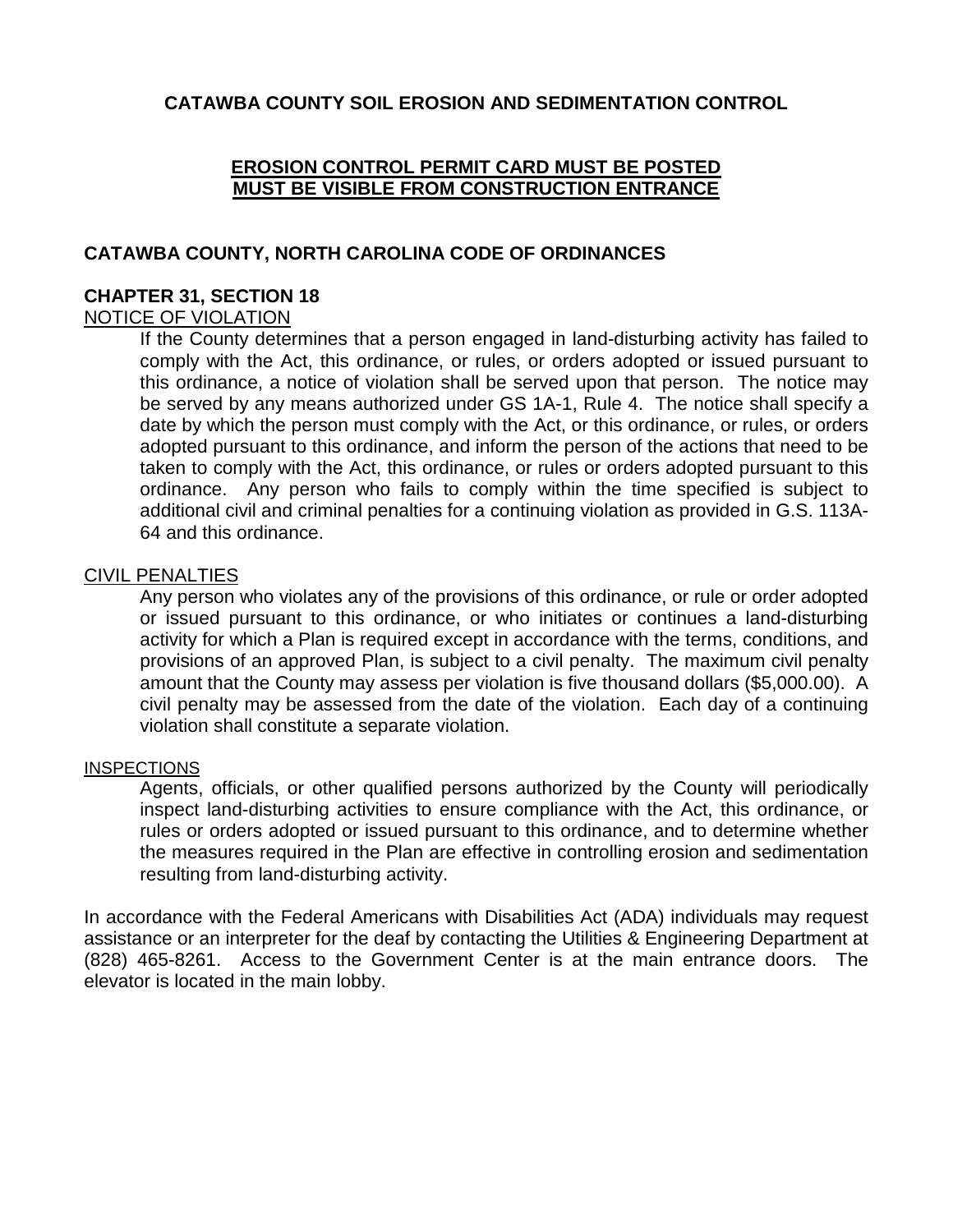## CATAWBA COUNTY SOIL EROSION AND SEDIMENTATION CONTROL

**EROSION CONTROL PERMIT CARD MUST BE POSTED**
**MUST BE VISIBLE FROM CONSTRUCTION ENTRANCE**

## CATAWBA COUNTY, NORTH CAROLINA CODE OF ORDINANCES

### CHAPTER 31, SECTION 18

NOTICE OF VIOLATION

If the County determines that a person engaged in land-disturbing activity has failed to comply with the Act, this ordinance, or rules, or orders adopted or issued pursuant to this ordinance, a notice of violation shall be served upon that person. The notice may be served by any means authorized under GS 1A-1, Rule 4. The notice shall specify a date by which the person must comply with the Act, or this ordinance, or rules, or orders adopted pursuant to this ordinance, and inform the person of the actions that need to be taken to comply with the Act, this ordinance, or rules or orders adopted pursuant to this ordinance. Any person who fails to comply within the time specified is subject to additional civil and criminal penalties for a continuing violation as provided in G.S. 113A-64 and this ordinance.

CIVIL PENALTIES

Any person who violates any of the provisions of this ordinance, or rule or order adopted or issued pursuant to this ordinance, or who initiates or continues a land-disturbing activity for which a Plan is required except in accordance with the terms, conditions, and provisions of an approved Plan, is subject to a civil penalty. The maximum civil penalty amount that the County may assess per violation is five thousand dollars ($5,000.00). A civil penalty may be assessed from the date of the violation. Each day of a continuing violation shall constitute a separate violation.

INSPECTIONS

Agents, officials, or other qualified persons authorized by the County will periodically inspect land-disturbing activities to ensure compliance with the Act, this ordinance, or rules or orders adopted or issued pursuant to this ordinance, and to determine whether the measures required in the Plan are effective in controlling erosion and sedimentation resulting from land-disturbing activity.

In accordance with the Federal Americans with Disabilities Act (ADA) individuals may request assistance or an interpreter for the deaf by contacting the Utilities & Engineering Department at (828) 465-8261. Access to the Government Center is at the main entrance doors. The elevator is located in the main lobby.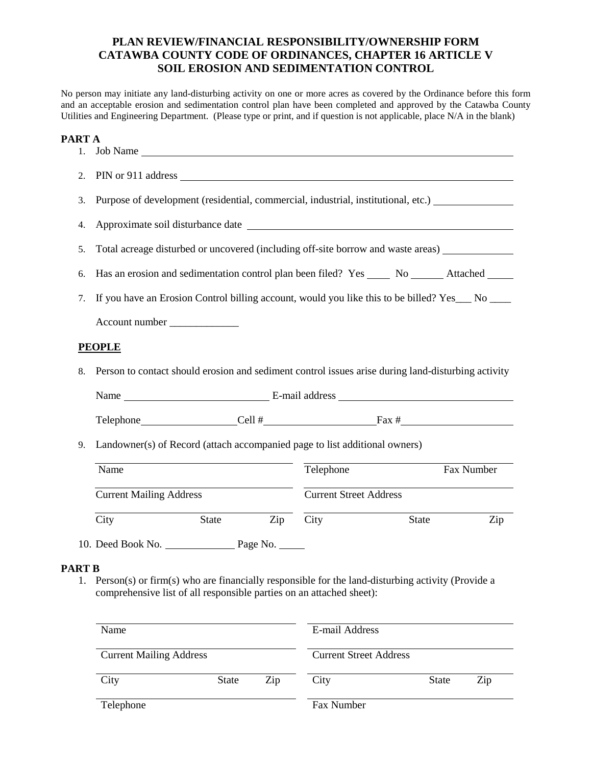# PLAN REVIEW/FINANCIAL RESPONSIBILITY/OWNERSHIP FORM
# CATAWBA COUNTY CODE OF ORDINANCES, CHAPTER 16 ARTICLE V
# SOIL EROSION AND SEDIMENTATION CONTROL

No person may initiate any land-disturbing activity on one or more acres as covered by the Ordinance before this form and an acceptable erosion and sedimentation control plan have been completed and approved by the Catawba County Utilities and Engineering Department. (Please type or print, and if question is not applicable, place N/A in the blank)

## PART A

1. Job Name ______________________________

2. PIN or 911 address ______________________________

3. Purpose of development (residential, commercial, industrial, institutional, etc.) ______________

4. Approximate soil disturbance date ______________________________

5. Total acreage disturbed or uncovered (including off-site borrow and waste areas) ____________

6. Has an erosion and sedimentation control plan been filed? Yes ____ No ______ Attached _____

7. If you have an Erosion Control billing account, would you like this to be billed? Yes___ No ____

   Account number _____________

### PEOPLE

8. Person to contact should erosion and sediment control issues arise during land-disturbing activity

   Name ______________________ E-mail address ______________________

   Telephone________________ Cell #__________________ Fax #__________________

9. Landowner(s) of Record (attach accompanied page to list additional owners)

   Name ______________________ Telephone ______________ Fax Number ______________

   Current Mailing Address ______________________ Current Street Address ______________________

   City ________ State ______ Zip ______ City ________ State ______ Zip ______

10. Deed Book No. ____________ Page No. _____

## PART B

1. Person(s) or firm(s) who are financially responsible for the land-disturbing activity (Provide a comprehensive list of all responsible parties on an attached sheet):

   Name ______________________ E-mail Address ______________________

   Current Mailing Address ______________________ Current Street Address ______________________

   City ________ State ______ Zip ______ City ________ State ______ Zip ______

   Telephone ______________________ Fax Number ______________________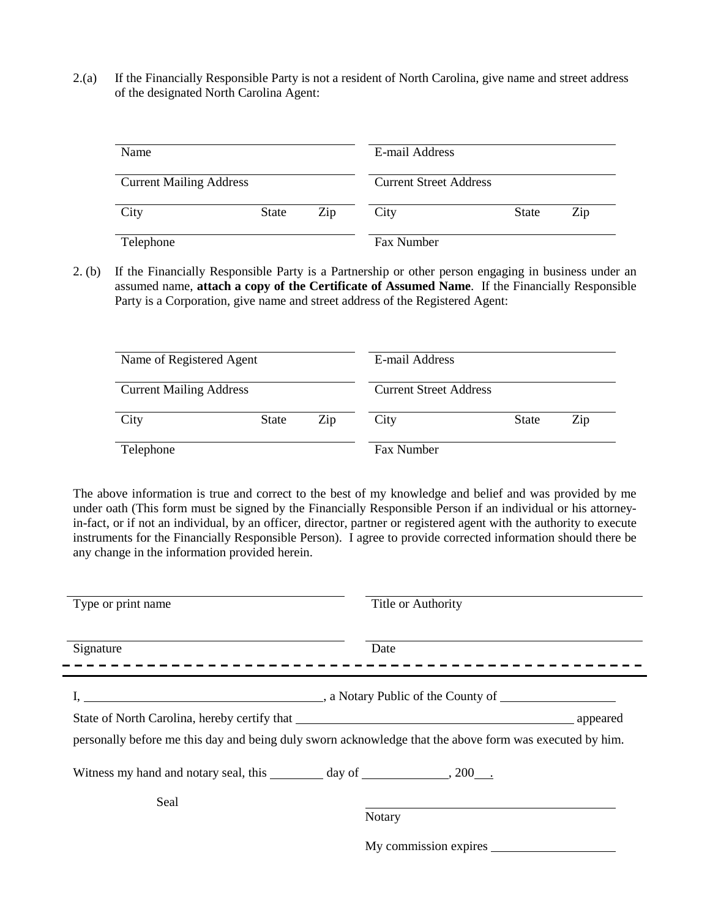2.(a) If the Financially Responsible Party is not a resident of North Carolina, give name and street address of the designated North Carolina Agent:

| | | | | | |
|---|---|---|---|---|---|
| Name | | | E-mail Address | | |
| Current Mailing Address | | | Current Street Address | | |
| City | State | Zip | City | State | Zip |
| Telephone | | | Fax Number | | |

2. (b) If the Financially Responsible Party is a Partnership or other person engaging in business under an assumed name, **attach a copy of the Certificate of Assumed Name**. If the Financially Responsible Party is a Corporation, give name and street address of the Registered Agent:

| | | | | | |
|---|---|---|---|---|---|
| Name of Registered Agent | | | E-mail Address | | |
| Current Mailing Address | | | Current Street Address | | |
| City | State | Zip | City | State | Zip |
| Telephone | | | Fax Number | | |

The above information is true and correct to the best of my knowledge and belief and was provided by me under oath (This form must be signed by the Financially Responsible Person if an individual or his attorney-in-fact, or if not an individual, by an officer, director, partner or registered agent with the authority to execute instruments for the Financially Responsible Person). I agree to provide corrected information should there be any change in the information provided herein.

| | |
|---|---|
| Type or print name | Title or Authority |
| Signature | Date |

---

I, ______________________________, a Notary Public of the County of ________________

State of North Carolina, hereby certify that ________________________________________ appeared

personally before me this day and being duly sworn acknowledge that the above form was executed by him.

Witness my hand and notary seal, this ________ day of _____________, 200__.

Seal

____________________________________
Notary

My commission expires ___________________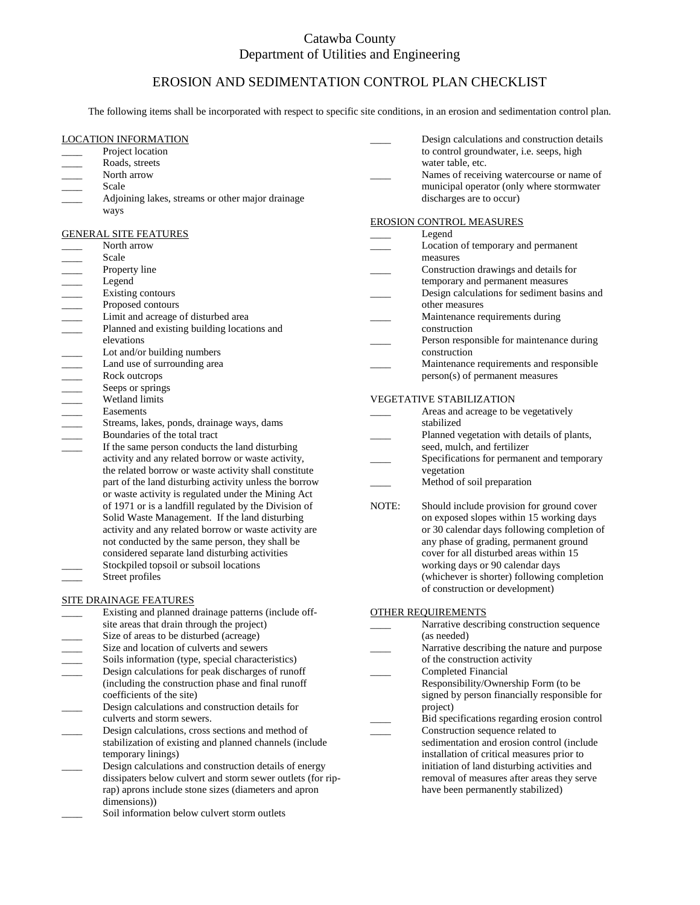# Catawba County
## Department of Utilities and Engineering

## EROSION AND SEDIMENTATION CONTROL PLAN CHECKLIST

The following items shall be incorporated with respect to specific site conditions, in an erosion and sedimentation control plan.

### LOCATION INFORMATION

- ____ Project location
- ____ Roads, streets
- ____ North arrow
- ____ Scale
- ____ Adjoining lakes, streams or other major drainage ways

### GENERAL SITE FEATURES

- ____ North arrow
- ____ Scale
- ____ Property line
- ____ Legend
- ____ Existing contours
- ____ Proposed contours
- ____ Limit and acreage of disturbed area
- ____ Planned and existing building locations and elevations
- ____ Lot and/or building numbers
- ____ Land use of surrounding area
- ____ Rock outcrops
- ____ Seeps or springs
- ____ Wetland limits
- ____ Easements
- ____ Streams, lakes, ponds, drainage ways, dams
- ____ Boundaries of the total tract
- ____ If the same person conducts the land disturbing activity and any related borrow or waste activity, the related borrow or waste activity shall constitute part of the land disturbing activity unless the borrow or waste activity is regulated under the Mining Act of 1971 or is a landfill regulated by the Division of Solid Waste Management. If the land disturbing activity and any related borrow or waste activity are not conducted by the same person, they shall be considered separate land disturbing activities
- ____ Stockpiled topsoil or subsoil locations
- ____ Street profiles

### SITE DRAINAGE FEATURES

- ____ Existing and planned drainage patterns (include off-site areas that drain through the project)
- ____ Size of areas to be disturbed (acreage)
- ____ Size and location of culverts and sewers
- ____ Soils information (type, special characteristics)
- ____ Design calculations for peak discharges of runoff (including the construction phase and final runoff coefficients of the site)
- ____ Design calculations and construction details for culverts and storm sewers.
- ____ Design calculations, cross sections and method of stabilization of existing and planned channels (include temporary linings)
- ____ Design calculations and construction details of energy dissipaters below culvert and storm sewer outlets (for rip-rap) aprons include stone sizes (diameters and apron dimensions))
- ____ Soil information below culvert storm outlets
- ____ Design calculations and construction details to control groundwater, i.e. seeps, high water table, etc.
- ____ Names of receiving watercourse or name of municipal operator (only where stormwater discharges are to occur)

### EROSION CONTROL MEASURES

- ____ Legend
- ____ Location of temporary and permanent measures
- ____ Construction drawings and details for temporary and permanent measures
- ____ Design calculations for sediment basins and other measures
- ____ Maintenance requirements during construction
- ____ Person responsible for maintenance during construction
- ____ Maintenance requirements and responsible person(s) of permanent measures

### VEGETATIVE STABILIZATION

- ____ Areas and acreage to be vegetatively stabilized
- ____ Planned vegetation with details of plants, seed, mulch, and fertilizer
- ____ Specifications for permanent and temporary vegetation
- ____ Method of soil preparation

NOTE: Should include provision for ground cover on exposed slopes within 15 working days or 30 calendar days following completion of any phase of grading, permanent ground cover for all disturbed areas within 15 working days or 90 calendar days (whichever is shorter) following completion of construction or development)

### OTHER REQUIREMENTS

- ____ Narrative describing construction sequence (as needed)
- ____ Narrative describing the nature and purpose of the construction activity
- ____ Completed Financial Responsibility/Ownership Form (to be signed by person financially responsible for project)
- ____ Bid specifications regarding erosion control
- ____ Construction sequence related to sedimentation and erosion control (include installation of critical measures prior to initiation of land disturbing activities and removal of measures after areas they serve have been permanently stabilized)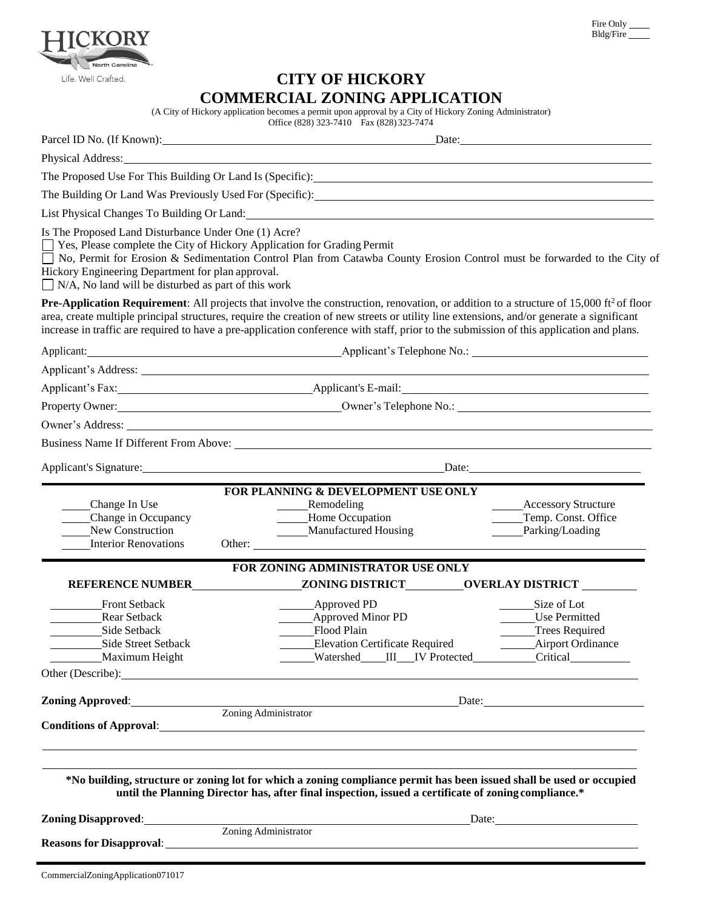Fire Only ____
Bldg/Fire ____

HICKORY North Carolina
Life. Well Crafted.

# CITY OF HICKORY
# COMMERCIAL ZONING APPLICATION

(A City of Hickory application becomes a permit upon approval by a City of Hickory Zoning Administrator)
Office (828) 323-7410 Fax (828) 323-7474

Parcel ID No. (If Known): ______________________ Date: ______________________

Physical Address: ______________________

The Proposed Use For This Building Or Land Is (Specific): ______________________

The Building Or Land Was Previously Used For (Specific): ______________________

List Physical Changes To Building Or Land: ______________________

Is The Proposed Land Disturbance Under One (1) Acre?

- ☐ Yes, Please complete the City of Hickory Application for Grading Permit
- ☐ No, Permit for Erosion & Sedimentation Control Plan from Catawba County Erosion Control must be forwarded to the City of Hickory Engineering Department for plan approval.
- ☐ N/A, No land will be disturbed as part of this work

**Pre-Application Requirement**: All projects that involve the construction, renovation, or addition to a structure of 15,000 $ft^2$ of floor area, create multiple principal structures, require the creation of new streets or utility line extensions, and/or generate a significant increase in traffic are required to have a pre-application conference with staff, prior to the submission of this application and plans.

Applicant: ______________________ Applicant's Telephone No.: ______________________

Applicant's Address: ______________________

Applicant's Fax: ______________________ Applicant's E-mail: ______________________

Property Owner: ______________________ Owner's Telephone No.: ______________________

Owner's Address: ______________________

Business Name If Different From Above: ______________________

Applicant's Signature: ______________________ Date: ______________________

---

**FOR PLANNING & DEVELOPMENT USE ONLY**

| | | |
|---|---|---|
| ____ Change In Use | ____ Remodeling | ____ Accessory Structure |
| ____ Change in Occupancy | ____ Home Occupation | ____ Temp. Const. Office |
| ____ New Construction | ____ Manufactured Housing | ____ Parking/Loading |
| ____ Interior Renovations | Other: ______________________ | |

---

**FOR ZONING ADMINISTRATOR USE ONLY**

**REFERENCE NUMBER** ________ **ZONING DISTRICT** ________ **OVERLAY DISTRICT** ________

| | | |
|---|---|---|
| ____ Front Setback | ____ Approved PD | ____ Size of Lot |
| ____ Rear Setback | ____ Approved Minor PD | ____ Use Permitted |
| ____ Side Setback | ____ Flood Plain | ____ Trees Required |
| ____ Side Street Setback | ____ Elevation Certificate Required | ____ Airport Ordinance |
| ____ Maximum Height | ____ Watershed ____ III ____ IV Protected ____ | Critical ____ |

Other (Describe): ______________________

**Zoning Approved**: ______________________ Date: ______________________
Zoning Administrator

**Conditions of Approval**: ______________________

**\*No building, structure or zoning lot for which a zoning compliance permit has been issued shall be used or occupied until the Planning Director has, after final inspection, issued a certificate of zoning compliance.\***

**Zoning Disapproved**: ______________________ Date: ______________________
Zoning Administrator

**Reasons for Disapproval**: ______________________

CommercialZoningApplication071017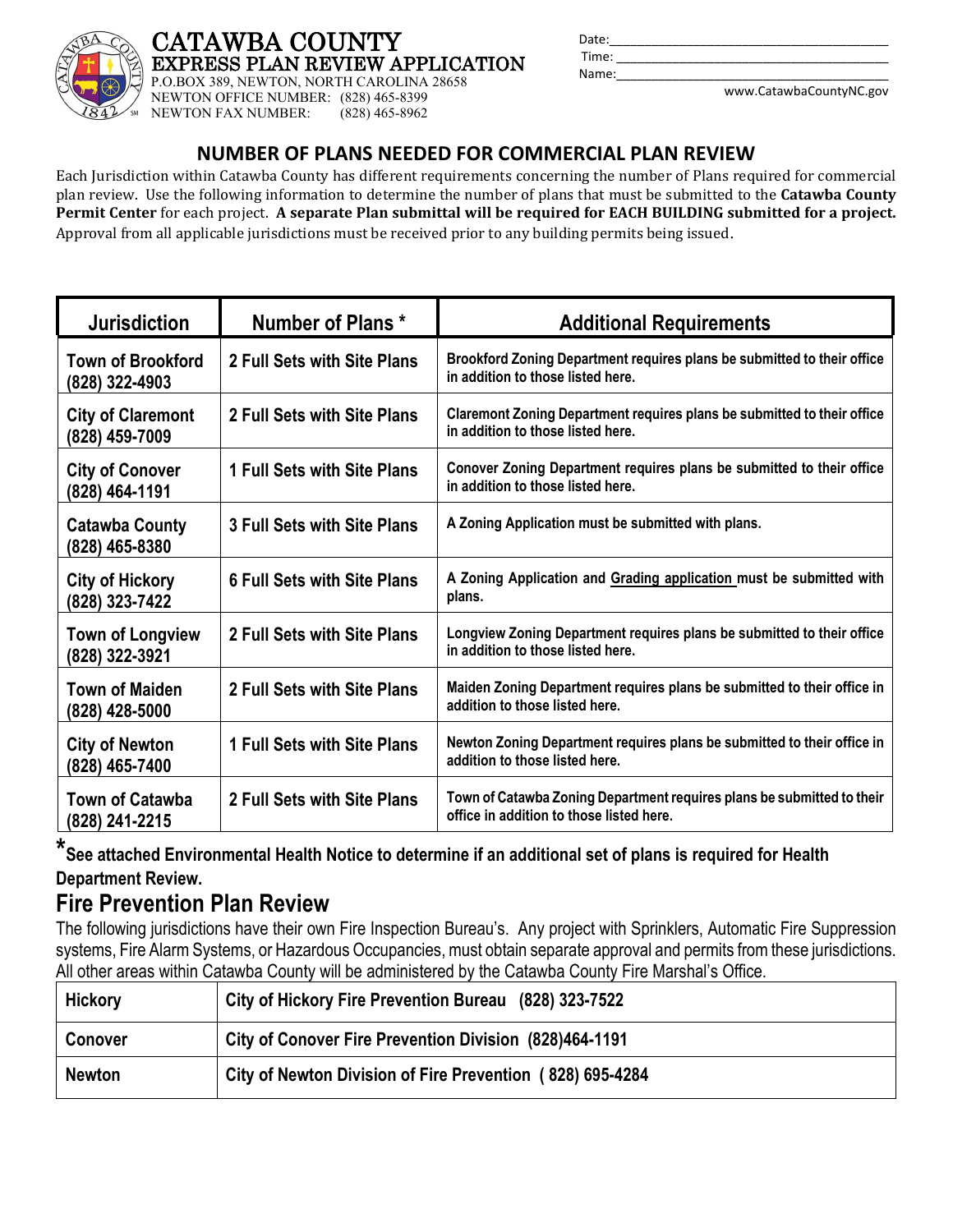# CATAWBA COUNTY
## EXPRESS PLAN REVIEW APPLICATION

P.O.BOX 389, NEWTON, NORTH CAROLINA 28658
NEWTON OFFICE NUMBER: (828) 465-8399
NEWTON FAX NUMBER: (828) 465-8962

Date:_______________________________________
Time: ______________________________________
Name:______________________________________

www.CatawbaCountyNC.gov

## NUMBER OF PLANS NEEDED FOR COMMERCIAL PLAN REVIEW

Each Jurisdiction within Catawba County has different requirements concerning the number of Plans required for commercial plan review. Use the following information to determine the number of plans that must be submitted to the **Catawba County Permit Center** for each project. **A separate Plan submittal will be required for EACH BUILDING submitted for a project.** Approval from all applicable jurisdictions must be received prior to any building permits being issued.

| Jurisdiction | Number of Plans * | Additional Requirements |
|---|---|---|
| **Town of Brookford (828) 322-4903** | **2 Full Sets with Site Plans** | **Brookford Zoning Department requires plans be submitted to their office in addition to those listed here.** |
| **City of Claremont (828) 459-7009** | **2 Full Sets with Site Plans** | **Claremont Zoning Department requires plans be submitted to their office in addition to those listed here.** |
| **City of Conover (828) 464-1191** | **1 Full Sets with Site Plans** | **Conover Zoning Department requires plans be submitted to their office in addition to those listed here.** |
| **Catawba County (828) 465-8380** | **3 Full Sets with Site Plans** | **A Zoning Application must be submitted with plans.** |
| **City of Hickory (828) 323-7422** | **6 Full Sets with Site Plans** | **A Zoning Application and Grading application must be submitted with plans.** |
| **Town of Longview (828) 322-3921** | **2 Full Sets with Site Plans** | **Longview Zoning Department requires plans be submitted to their office in addition to those listed here.** |
| **Town of Maiden (828) 428-5000** | **2 Full Sets with Site Plans** | **Maiden Zoning Department requires plans be submitted to their office in addition to those listed here.** |
| **City of Newton (828) 465-7400** | **1 Full Sets with Site Plans** | **Newton Zoning Department requires plans be submitted to their office in addition to those listed here.** |
| **Town of Catawba (828) 241-2215** | **2 Full Sets with Site Plans** | **Town of Catawba Zoning Department requires plans be submitted to their office in addition to those listed here.** |

***See attached Environmental Health Notice to determine if an additional set of plans is required for Health Department Review.**

## Fire Prevention Plan Review

The following jurisdictions have their own Fire Inspection Bureau's. Any project with Sprinklers, Automatic Fire Suppression systems, Fire Alarm Systems, or Hazardous Occupancies, must obtain separate approval and permits from these jurisdictions. All other areas within Catawba County will be administered by the Catawba County Fire Marshal's Office.

| | |
|---|---|
| **Hickory** | **City of Hickory Fire Prevention Bureau (828) 323-7522** |
| **Conover** | **City of Conover Fire Prevention Division (828)464-1191** |
| **Newton** | **City of Newton Division of Fire Prevention ( 828) 695-4284** |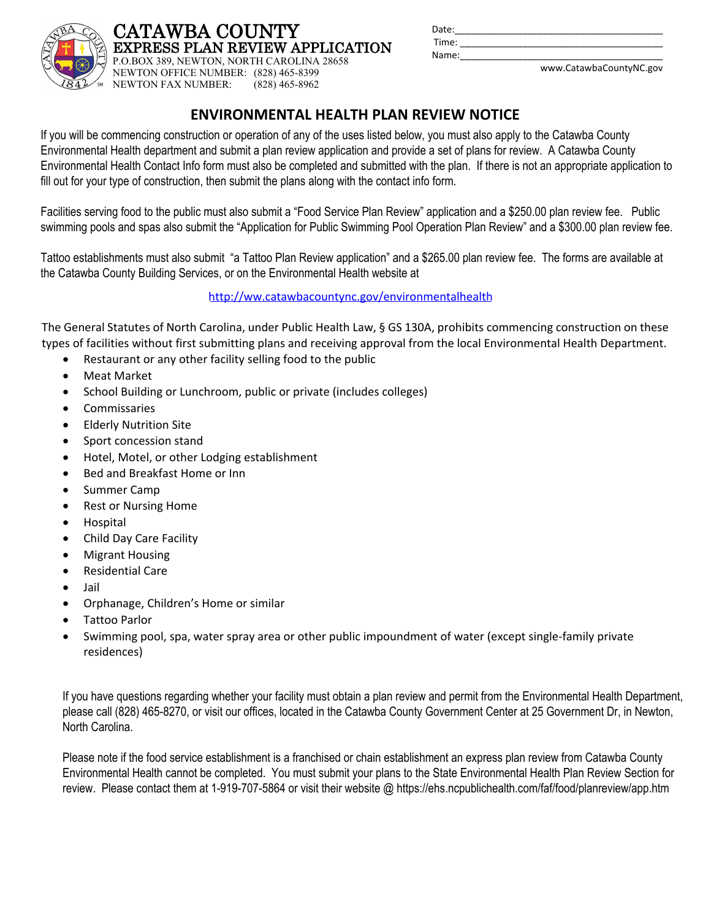# CATAWBA COUNTY

## EXPRESS PLAN REVIEW APPLICATION

P.O.BOX 389, NEWTON, NORTH CAROLINA 28658
NEWTON OFFICE NUMBER: (828) 465-8399
NEWTON FAX NUMBER: (828) 465-8962

Date:\_\_\_\_\_\_\_\_\_\_\_\_\_\_\_\_\_\_\_\_\_\_\_\_\_\_\_\_\_\_\_\_\_\_\_\_\_\_\_\_
Time: \_\_\_\_\_\_\_\_\_\_\_\_\_\_\_\_\_\_\_\_\_\_\_\_\_\_\_\_\_\_\_\_\_\_\_\_\_\_\_
Name:\_\_\_\_\_\_\_\_\_\_\_\_\_\_\_\_\_\_\_\_\_\_\_\_\_\_\_\_\_\_\_\_\_\_\_\_\_\_\_

www.CatawbaCountyNC.gov

## ENVIRONMENTAL HEALTH PLAN REVIEW NOTICE

If you will be commencing construction or operation of any of the uses listed below, you must also apply to the Catawba County Environmental Health department and submit a plan review application and provide a set of plans for review. A Catawba County Environmental Health Contact Info form must also be completed and submitted with the plan. If there is not an appropriate application to fill out for your type of construction, then submit the plans along with the contact info form.

Facilities serving food to the public must also submit a "Food Service Plan Review" application and a $250.00 plan review fee. Public swimming pools and spas also submit the "Application for Public Swimming Pool Operation Plan Review" and a $300.00 plan review fee.

Tattoo establishments must also submit "a Tattoo Plan Review application" and a $265.00 plan review fee. The forms are available at the Catawba County Building Services, or on the Environmental Health website at

http://ww.catawbacountync.gov/environmentalhealth

The General Statutes of North Carolina, under Public Health Law, § GS 130A, prohibits commencing construction on these types of facilities without first submitting plans and receiving approval from the local Environmental Health Department.

- Restaurant or any other facility selling food to the public
- Meat Market
- School Building or Lunchroom, public or private (includes colleges)
- Commissaries
- Elderly Nutrition Site
- Sport concession stand
- Hotel, Motel, or other Lodging establishment
- Bed and Breakfast Home or Inn
- Summer Camp
- Rest or Nursing Home
- Hospital
- Child Day Care Facility
- Migrant Housing
- Residential Care
- Jail
- Orphanage, Children's Home or similar
- Tattoo Parlor
- Swimming pool, spa, water spray area or other public impoundment of water (except single-family private residences)

If you have questions regarding whether your facility must obtain a plan review and permit from the Environmental Health Department, please call (828) 465-8270, or visit our offices, located in the Catawba County Government Center at 25 Government Dr, in Newton, North Carolina.

Please note if the food service establishment is a franchised or chain establishment an express plan review from Catawba County Environmental Health cannot be completed. You must submit your plans to the State Environmental Health Plan Review Section for review. Please contact them at 1-919-707-5864 or visit their website @ https://ehs.ncpublichealth.com/faf/food/planreview/app.htm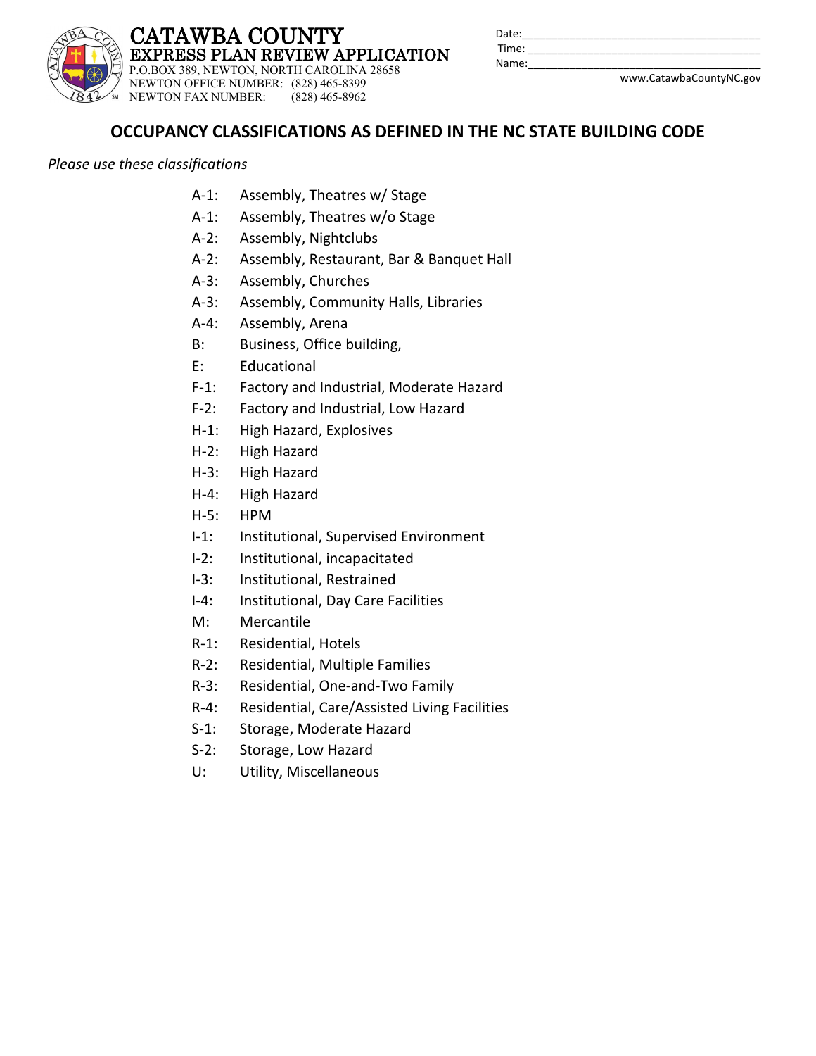# CATAWBA COUNTY
## EXPRESS PLAN REVIEW APPLICATION

P.O.BOX 389, NEWTON, NORTH CAROLINA 28658
NEWTON OFFICE NUMBER: (828) 465-8399
NEWTON FAX NUMBER: (828) 465-8962

Date:\_\_\_\_\_\_\_\_\_\_\_\_\_\_\_\_\_\_\_\_\_\_\_\_\_\_\_\_\_\_\_\_
Time: \_\_\_\_\_\_\_\_\_\_\_\_\_\_\_\_\_\_\_\_\_\_\_\_\_\_\_\_\_\_\_\_
Name:\_\_\_\_\_\_\_\_\_\_\_\_\_\_\_\_\_\_\_\_\_\_\_\_\_\_\_\_\_\_\_\_

www.CatawbaCountyNC.gov

## OCCUPANCY CLASSIFICATIONS AS DEFINED IN THE NC STATE BUILDING CODE

*Please use these classifications*

| | |
|---|---|
| A-1: | Assembly, Theatres w/ Stage |
| A-1: | Assembly, Theatres w/o Stage |
| A-2: | Assembly, Nightclubs |
| A-2: | Assembly, Restaurant, Bar & Banquet Hall |
| A-3: | Assembly, Churches |
| A-3: | Assembly, Community Halls, Libraries |
| A-4: | Assembly, Arena |
| B: | Business, Office building, |
| E: | Educational |
| F-1: | Factory and Industrial, Moderate Hazard |
| F-2: | Factory and Industrial, Low Hazard |
| H-1: | High Hazard, Explosives |
| H-2: | High Hazard |
| H-3: | High Hazard |
| H-4: | High Hazard |
| H-5: | HPM |
| I-1: | Institutional, Supervised Environment |
| I-2: | Institutional, incapacitated |
| I-3: | Institutional, Restrained |
| I-4: | Institutional, Day Care Facilities |
| M: | Mercantile |
| R-1: | Residential, Hotels |
| R-2: | Residential, Multiple Families |
| R-3: | Residential, One-and-Two Family |
| R-4: | Residential, Care/Assisted Living Facilities |
| S-1: | Storage, Moderate Hazard |
| S-2: | Storage, Low Hazard |
| U: | Utility, Miscellaneous |